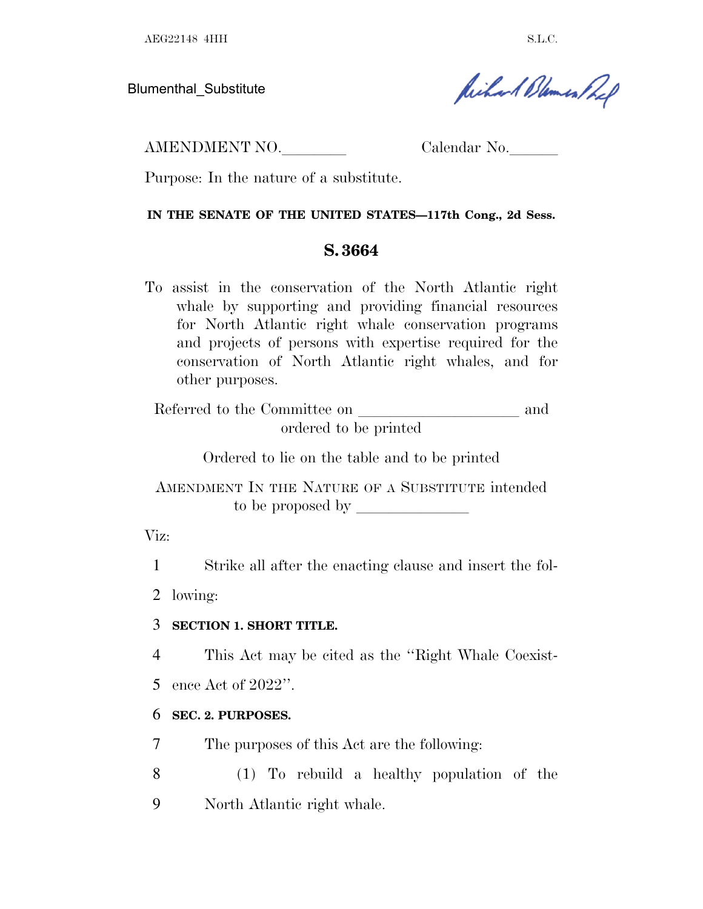AEG22148 4HH S.L.C.

Blumenthal_Substitute

AMENDMENT NO.________ Calendar No.______

Purpose: In the nature of a substitute.

**IN THE SENATE OF THE UNITED STATES—117th Cong., 2d Sess.**

## S. 3664

To assist in the conservation of the North Atlantic right whale by supporting and providing financial resources for North Atlantic right whale conservation programs and projects of persons with expertise required for the conservation of North Atlantic right whales, and for other purposes.

Referred to the Committee on ____________________ and ordered to be printed

Ordered to lie on the table and to be printed

AMENDMENT IN THE NATURE OF A SUBSTITUTE intended to be proposed by ______________

Viz:

1 Strike all after the enacting clause and insert the fol-
2 lowing:

3 **SECTION 1. SHORT TITLE.**

4 This Act may be cited as the "Right Whale Coexist-
5 ence Act of 2022".

6 **SEC. 2. PURPOSES.**

7 The purposes of this Act are the following:

8 (1) To rebuild a healthy population of the
9 North Atlantic right whale.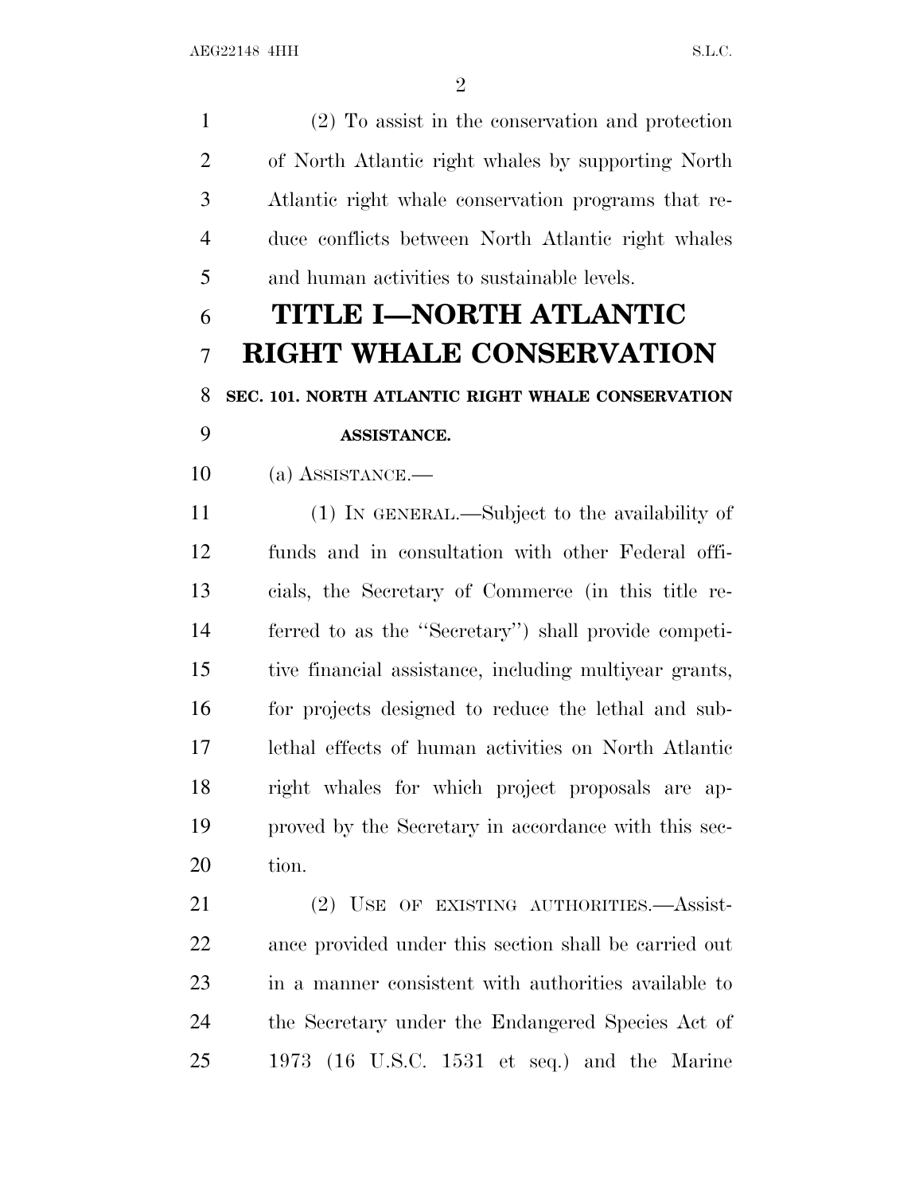(2) To assist in the conservation and protection of North Atlantic right whales by supporting North Atlantic right whale conservation programs that reduce conflicts between North Atlantic right whales and human activities to sustainable levels.

# TITLE I—NORTH ATLANTIC RIGHT WHALE CONSERVATION

## SEC. 101. NORTH ATLANTIC RIGHT WHALE CONSERVATION ASSISTANCE.

(a) ASSISTANCE.—

(1) IN GENERAL.—Subject to the availability of funds and in consultation with other Federal officials, the Secretary of Commerce (in this title referred to as the ''Secretary'') shall provide competitive financial assistance, including multiyear grants, for projects designed to reduce the lethal and sublethal effects of human activities on North Atlantic right whales for which project proposals are approved by the Secretary in accordance with this section.

(2) USE OF EXISTING AUTHORITIES.—Assistance provided under this section shall be carried out in a manner consistent with authorities available to the Secretary under the Endangered Species Act of 1973 (16 U.S.C. 1531 et seq.) and the Marine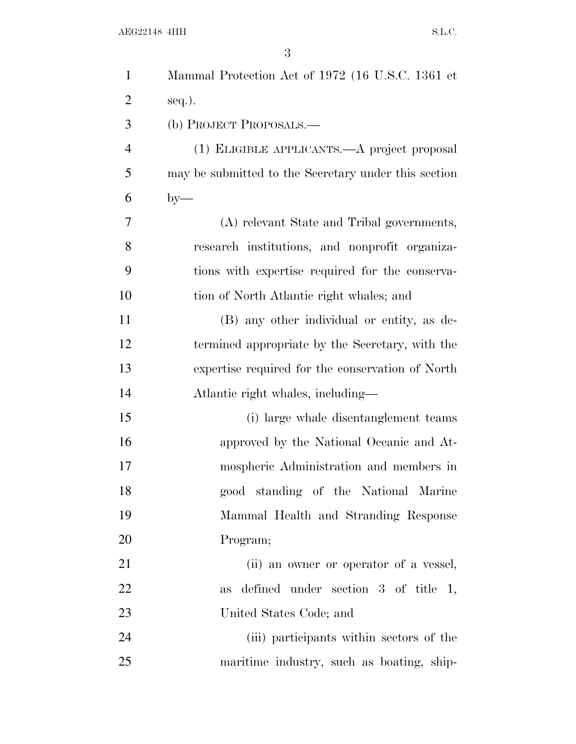Mammal Protection Act of 1972 (16 U.S.C. 1361 et seq.).

(b) PROJECT PROPOSALS.—

(1) ELIGIBLE APPLICANTS.—A project proposal may be submitted to the Secretary under this section by—

(A) relevant State and Tribal governments, research institutions, and nonprofit organizations with expertise required for the conservation of North Atlantic right whales; and

(B) any other individual or entity, as determined appropriate by the Secretary, with the expertise required for the conservation of North Atlantic right whales, including—

(i) large whale disentanglement teams approved by the National Oceanic and Atmospheric Administration and members in good standing of the National Marine Mammal Health and Stranding Response Program;

(ii) an owner or operator of a vessel, as defined under section 3 of title 1, United States Code; and

(iii) participants within sectors of the maritime industry, such as boating, ship-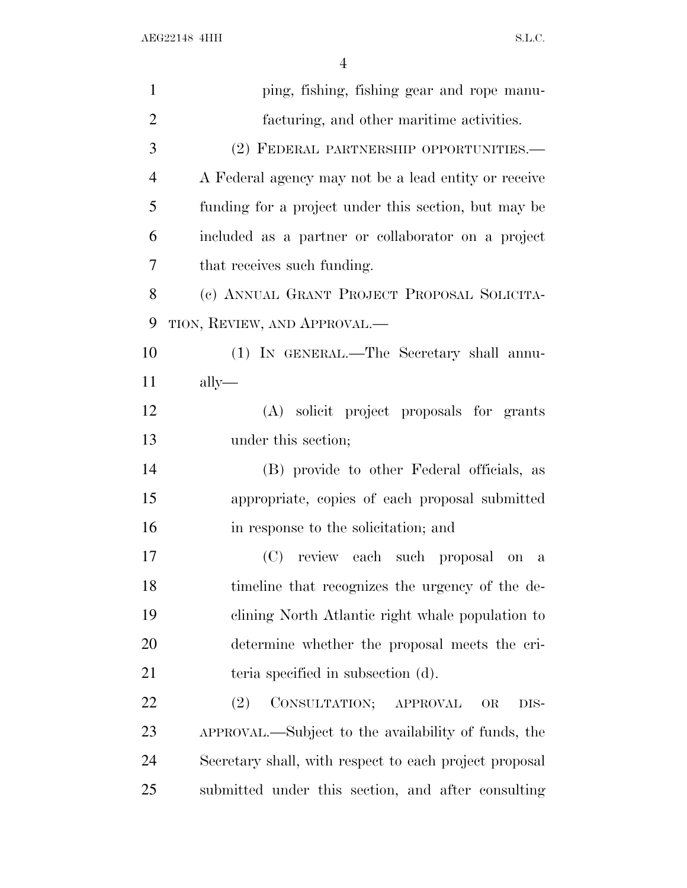ping, fishing, fishing gear and rope manufacturing, and other maritime activities.

(2) FEDERAL PARTNERSHIP OPPORTUNITIES.—A Federal agency may not be a lead entity or receive funding for a project under this section, but may be included as a partner or collaborator on a project that receives such funding.

(c) ANNUAL GRANT PROJECT PROPOSAL SOLICITATION, REVIEW, AND APPROVAL.—

(1) IN GENERAL.—The Secretary shall annually—

(A) solicit project proposals for grants under this section;

(B) provide to other Federal officials, as appropriate, copies of each proposal submitted in response to the solicitation; and

(C) review each such proposal on a timeline that recognizes the urgency of the declining North Atlantic right whale population to determine whether the proposal meets the criteria specified in subsection (d).

(2) CONSULTATION; APPROVAL OR DISAPPROVAL.—Subject to the availability of funds, the Secretary shall, with respect to each project proposal submitted under this section, and after consulting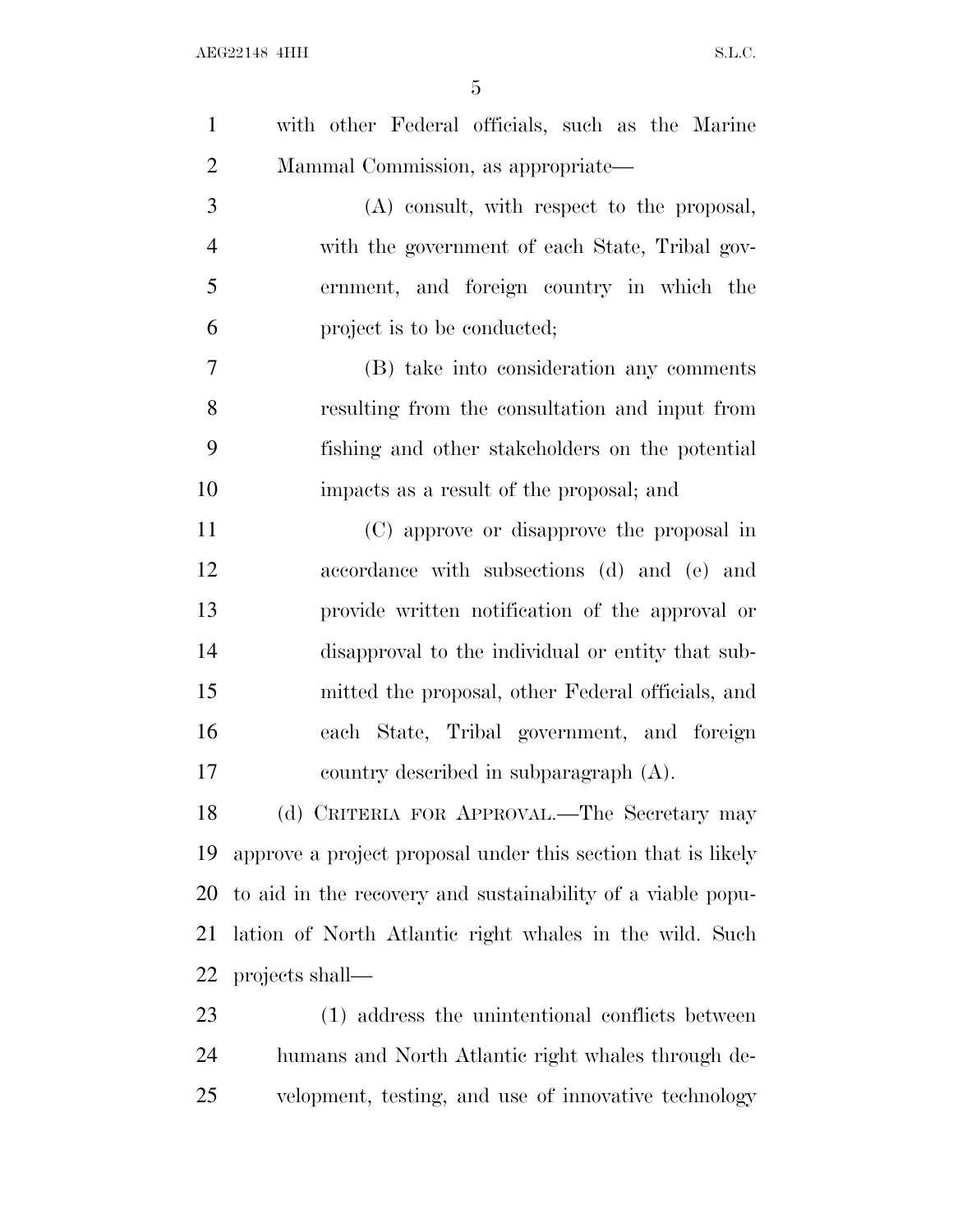with other Federal officials, such as the Marine Mammal Commission, as appropriate—

(A) consult, with respect to the proposal, with the government of each State, Tribal government, and foreign country in which the project is to be conducted;

(B) take into consideration any comments resulting from the consultation and input from fishing and other stakeholders on the potential impacts as a result of the proposal; and

(C) approve or disapprove the proposal in accordance with subsections (d) and (e) and provide written notification of the approval or disapproval to the individual or entity that submitted the proposal, other Federal officials, and each State, Tribal government, and foreign country described in subparagraph (A).

(d) CRITERIA FOR APPROVAL.—The Secretary may approve a project proposal under this section that is likely to aid in the recovery and sustainability of a viable population of North Atlantic right whales in the wild. Such projects shall—

(1) address the unintentional conflicts between humans and North Atlantic right whales through development, testing, and use of innovative technology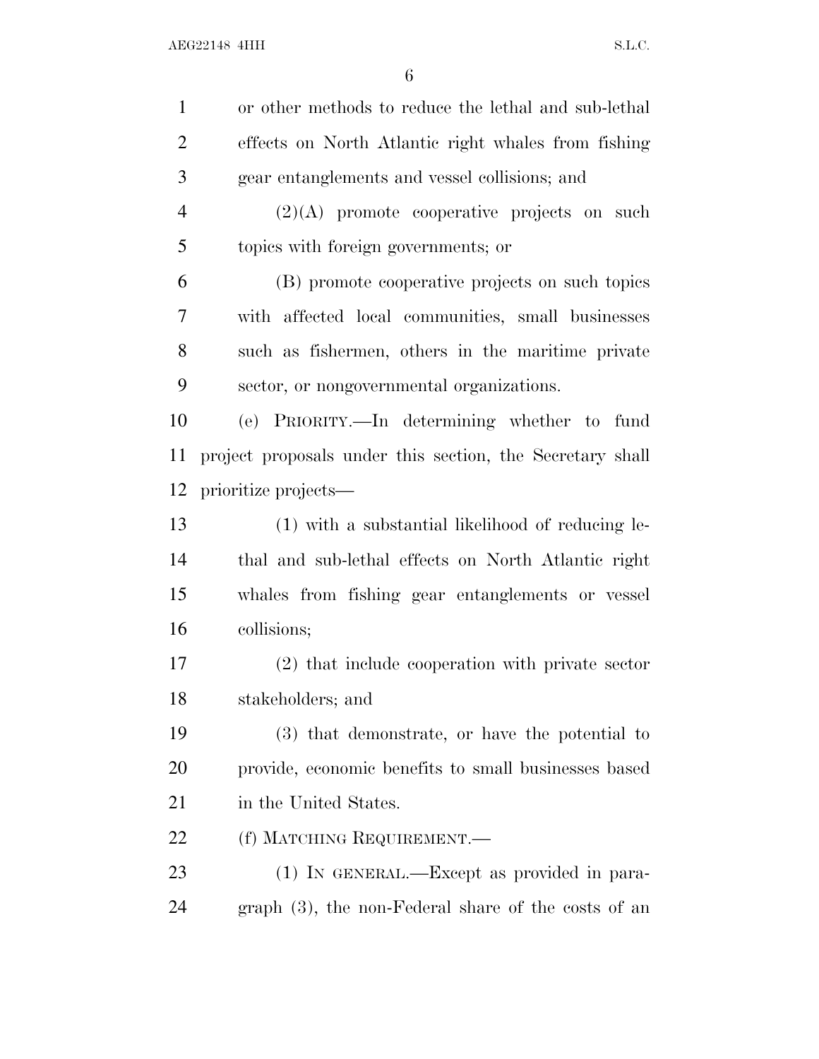or other methods to reduce the lethal and sub-lethal effects on North Atlantic right whales from fishing gear entanglements and vessel collisions; and

(2)(A) promote cooperative projects on such topics with foreign governments; or

(B) promote cooperative projects on such topics with affected local communities, small businesses such as fishermen, others in the maritime private sector, or nongovernmental organizations.

(e) PRIORITY.—In determining whether to fund project proposals under this section, the Secretary shall prioritize projects—

(1) with a substantial likelihood of reducing lethal and sub-lethal effects on North Atlantic right whales from fishing gear entanglements or vessel collisions;

(2) that include cooperation with private sector stakeholders; and

(3) that demonstrate, or have the potential to provide, economic benefits to small businesses based in the United States.

(f) MATCHING REQUIREMENT.—

(1) IN GENERAL.—Except as provided in paragraph (3), the non-Federal share of the costs of an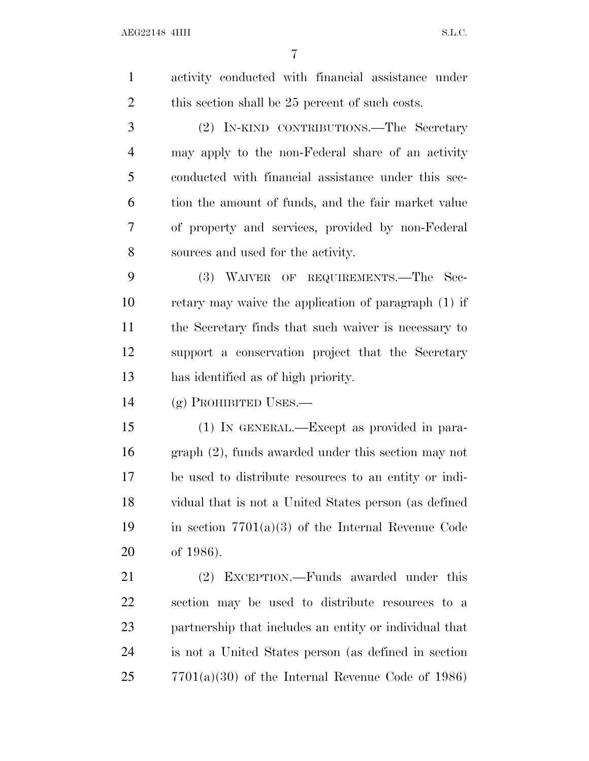activity conducted with financial assistance under this section shall be 25 percent of such costs.

(2) IN-KIND CONTRIBUTIONS.—The Secretary may apply to the non-Federal share of an activity conducted with financial assistance under this section the amount of funds, and the fair market value of property and services, provided by non-Federal sources and used for the activity.

(3) WAIVER OF REQUIREMENTS.—The Secretary may waive the application of paragraph (1) if the Secretary finds that such waiver is necessary to support a conservation project that the Secretary has identified as of high priority.

(g) PROHIBITED USES.—

(1) IN GENERAL.—Except as provided in paragraph (2), funds awarded under this section may not be used to distribute resources to an entity or individual that is not a United States person (as defined in section 7701(a)(3) of the Internal Revenue Code of 1986).

(2) EXCEPTION.—Funds awarded under this section may be used to distribute resources to a partnership that includes an entity or individual that is not a United States person (as defined in section 7701(a)(30) of the Internal Revenue Code of 1986)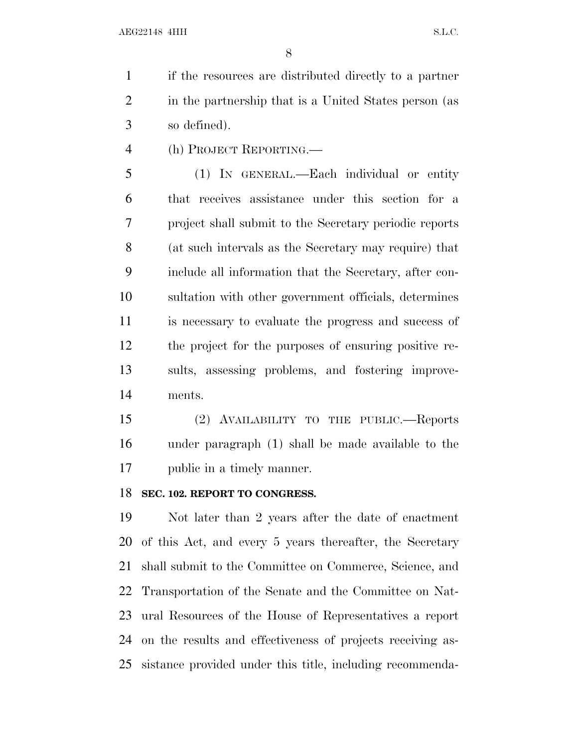if the resources are distributed directly to a partner in the partnership that is a United States person (as so defined).

(h) PROJECT REPORTING.—

(1) IN GENERAL.—Each individual or entity that receives assistance under this section for a project shall submit to the Secretary periodic reports (at such intervals as the Secretary may require) that include all information that the Secretary, after consultation with other government officials, determines is necessary to evaluate the progress and success of the project for the purposes of ensuring positive results, assessing problems, and fostering improvements.

(2) AVAILABILITY TO THE PUBLIC.—Reports under paragraph (1) shall be made available to the public in a timely manner.

**SEC. 102. REPORT TO CONGRESS.**

Not later than 2 years after the date of enactment of this Act, and every 5 years thereafter, the Secretary shall submit to the Committee on Commerce, Science, and Transportation of the Senate and the Committee on Natural Resources of the House of Representatives a report on the results and effectiveness of projects receiving assistance provided under this title, including recommenda-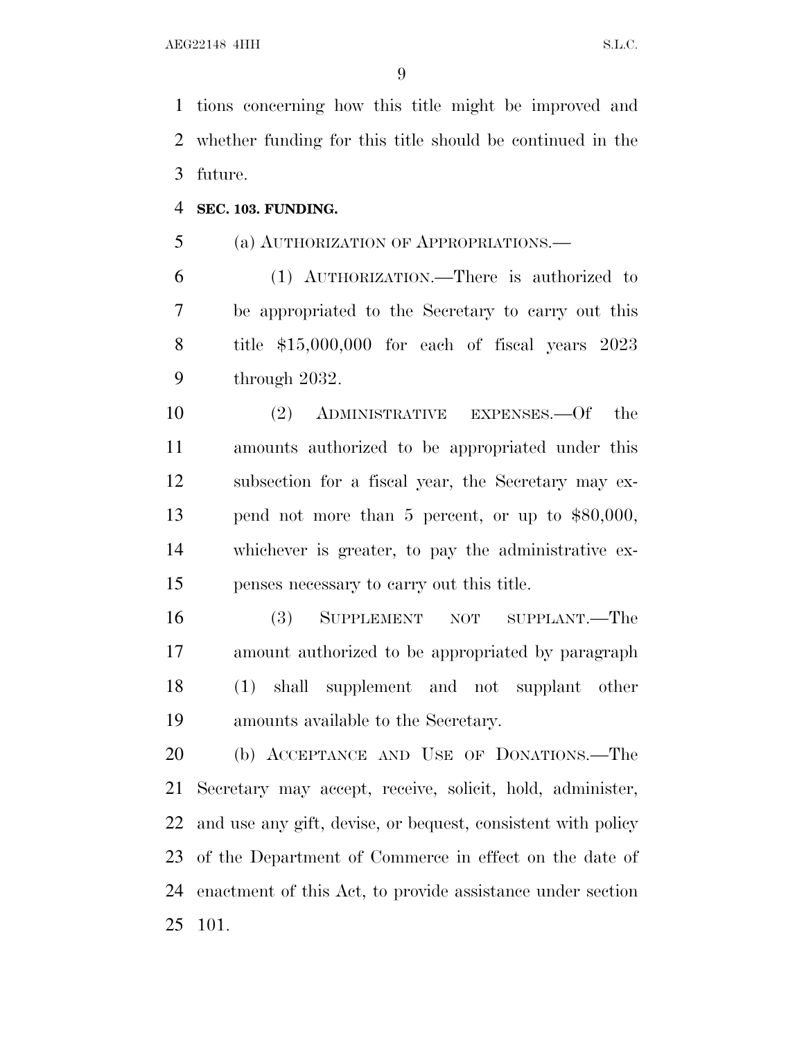tions concerning how this title might be improved and whether funding for this title should be continued in the future.

**SEC. 103. FUNDING.**

(a) AUTHORIZATION OF APPROPRIATIONS.—

(1) AUTHORIZATION.—There is authorized to be appropriated to the Secretary to carry out this title $15,000,000 for each of fiscal years 2023 through 2032.

(2) ADMINISTRATIVE EXPENSES.—Of the amounts authorized to be appropriated under this subsection for a fiscal year, the Secretary may expend not more than 5 percent, or up to $80,000, whichever is greater, to pay the administrative expenses necessary to carry out this title.

(3) SUPPLEMENT NOT SUPPLANT.—The amount authorized to be appropriated by paragraph (1) shall supplement and not supplant other amounts available to the Secretary.

(b) ACCEPTANCE AND USE OF DONATIONS.—The Secretary may accept, receive, solicit, hold, administer, and use any gift, devise, or bequest, consistent with policy of the Department of Commerce in effect on the date of enactment of this Act, to provide assistance under section 101.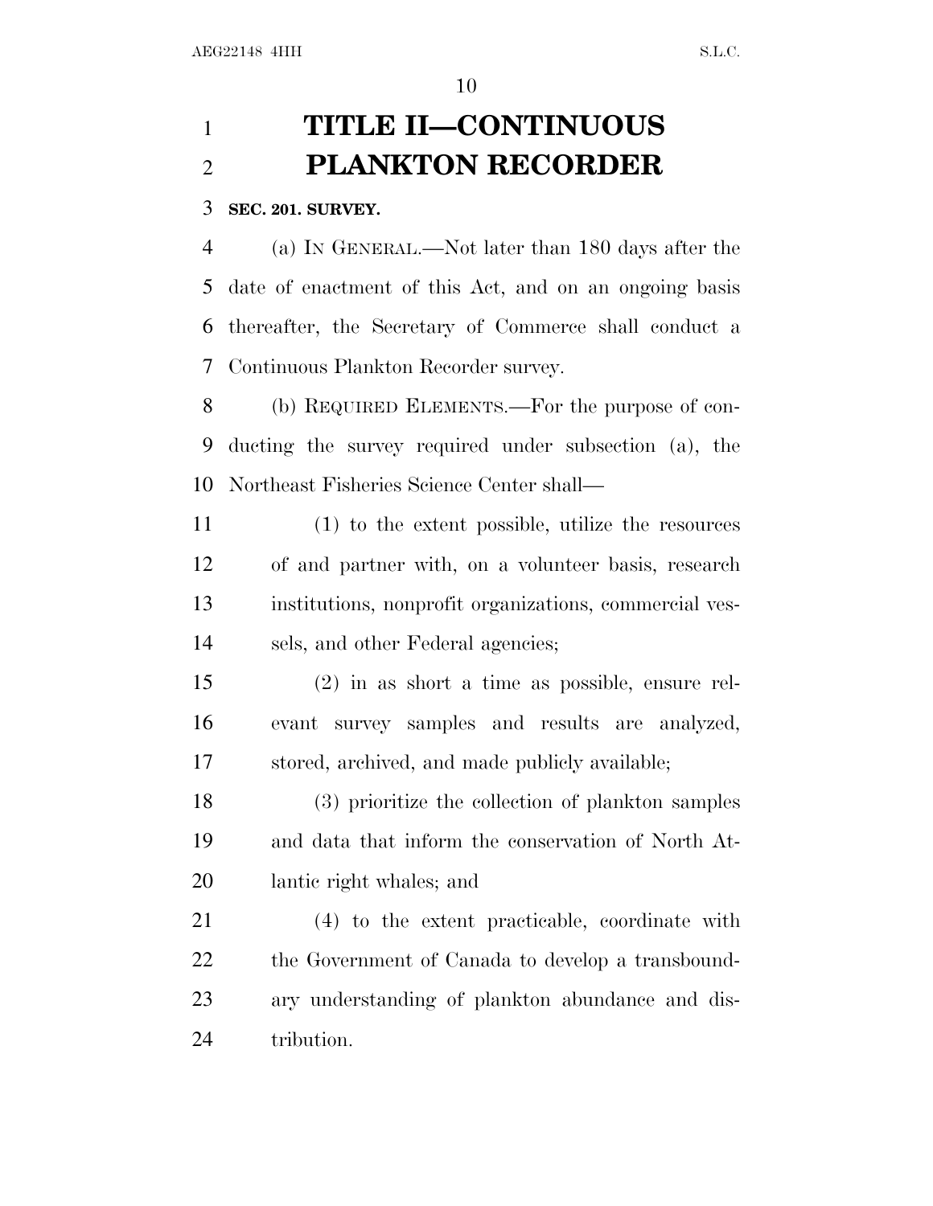# TITLE II—CONTINUOUS PLANKTON RECORDER

**SEC. 201. SURVEY.**

(a) IN GENERAL.—Not later than 180 days after the date of enactment of this Act, and on an ongoing basis thereafter, the Secretary of Commerce shall conduct a Continuous Plankton Recorder survey.

(b) REQUIRED ELEMENTS.—For the purpose of conducting the survey required under subsection (a), the Northeast Fisheries Science Center shall—

(1) to the extent possible, utilize the resources of and partner with, on a volunteer basis, research institutions, nonprofit organizations, commercial vessels, and other Federal agencies;

(2) in as short a time as possible, ensure relevant survey samples and results are analyzed, stored, archived, and made publicly available;

(3) prioritize the collection of plankton samples and data that inform the conservation of North Atlantic right whales; and

(4) to the extent practicable, coordinate with the Government of Canada to develop a transboundary understanding of plankton abundance and distribution.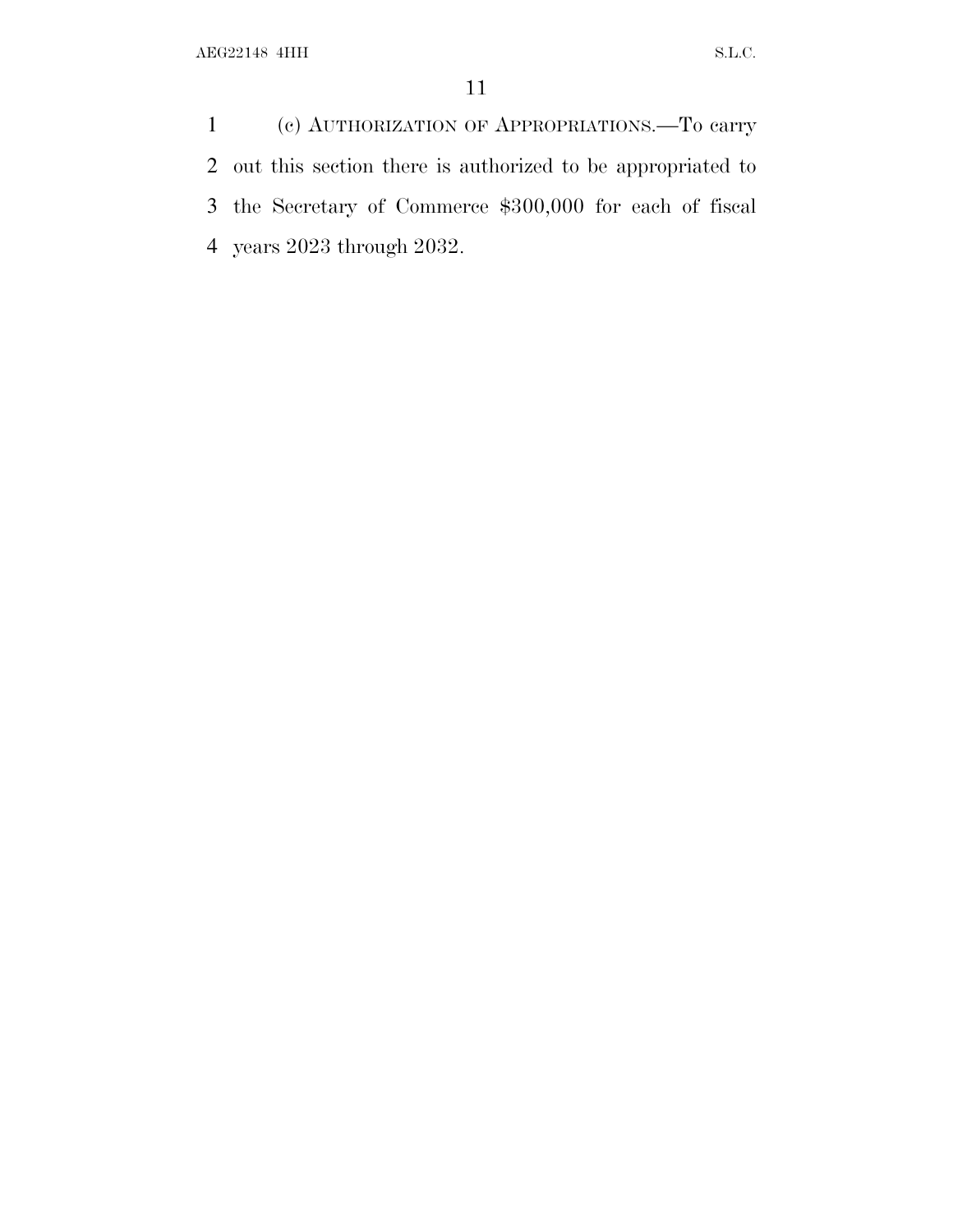(c) AUTHORIZATION OF APPROPRIATIONS.—To carry out this section there is authorized to be appropriated to the Secretary of Commerce $300,000 for each of fiscal years 2023 through 2032.